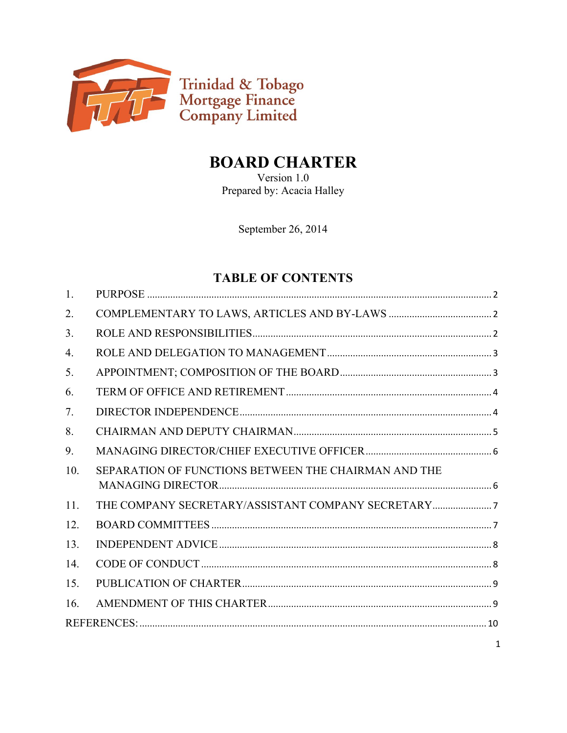Trinidad & Tobago Mortgage Finance Company Limited

# BOARD CHARTER

Version 1.0
Prepared by: Acacia Halley

September 26, 2014

## TABLE OF CONTENTS

1. PURPOSE .......... 2
2. COMPLEMENTARY TO LAWS, ARTICLES AND BY-LAWS .......... 2
3. ROLE AND RESPONSIBILITIES .......... 2
4. ROLE AND DELEGATION TO MANAGEMENT .......... 3
5. APPOINTMENT; COMPOSITION OF THE BOARD .......... 3
6. TERM OF OFFICE AND RETIREMENT .......... 4
7. DIRECTOR INDEPENDENCE .......... 4
8. CHAIRMAN AND DEPUTY CHAIRMAN .......... 5
9. MANAGING DIRECTOR/CHIEF EXECUTIVE OFFICER .......... 6
10. SEPARATION OF FUNCTIONS BETWEEN THE CHAIRMAN AND THE MANAGING DIRECTOR .......... 6
11. THE COMPANY SECRETARY/ASSISTANT COMPANY SECRETARY .......... 7
12. BOARD COMMITTEES .......... 7
13. INDEPENDENT ADVICE .......... 8
14. CODE OF CONDUCT .......... 8
15. PUBLICATION OF CHARTER .......... 9
16. AMENDMENT OF THIS CHARTER .......... 9

REFERENCES: .......... 10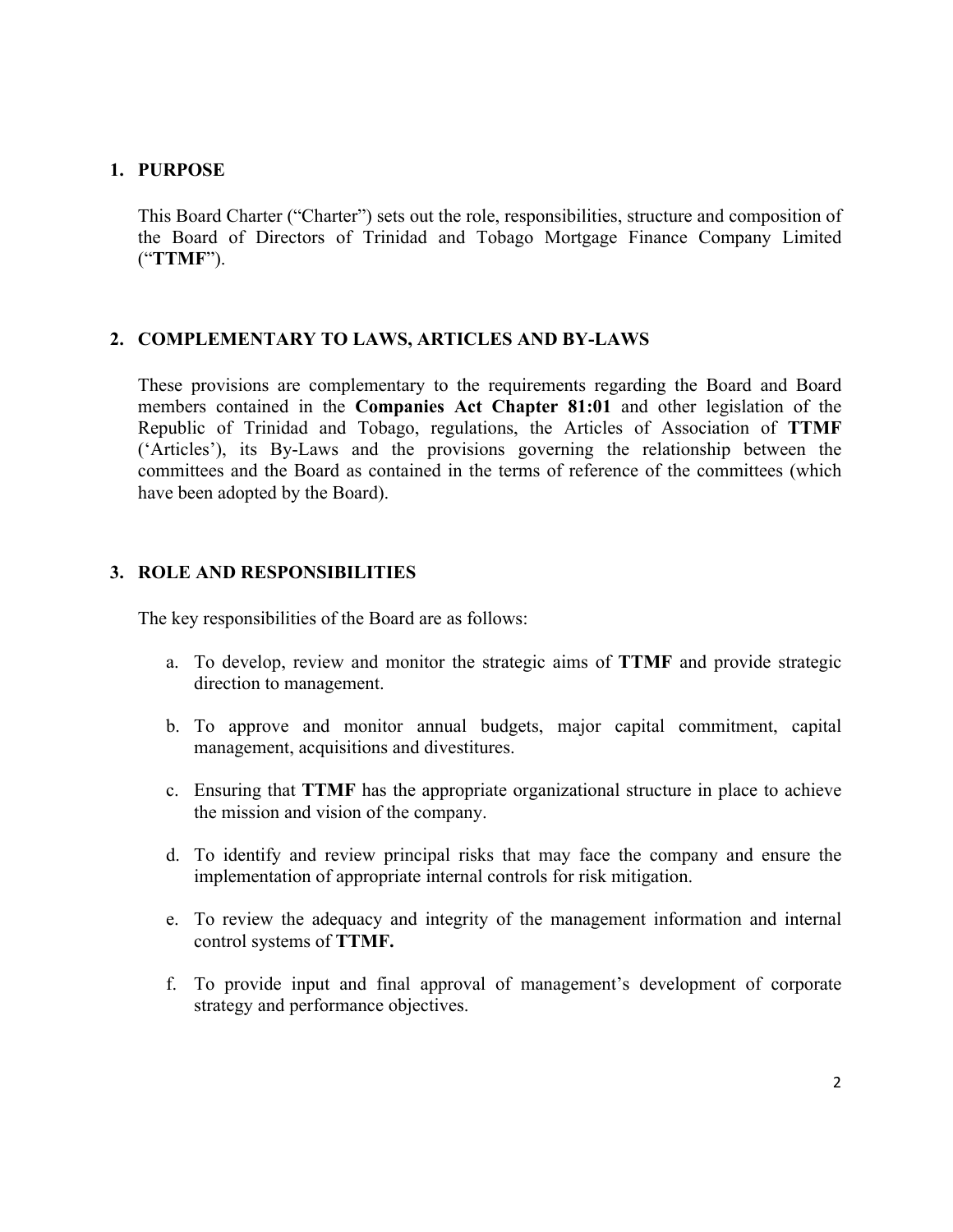## 1. PURPOSE

This Board Charter ("Charter") sets out the role, responsibilities, structure and composition of the Board of Directors of Trinidad and Tobago Mortgage Finance Company Limited ("**TTMF**").

## 2. COMPLEMENTARY TO LAWS, ARTICLES AND BY-LAWS

These provisions are complementary to the requirements regarding the Board and Board members contained in the **Companies Act Chapter 81:01** and other legislation of the Republic of Trinidad and Tobago, regulations, the Articles of Association of **TTMF** ('Articles'), its By-Laws and the provisions governing the relationship between the committees and the Board as contained in the terms of reference of the committees (which have been adopted by the Board).

## 3. ROLE AND RESPONSIBILITIES

The key responsibilities of the Board are as follows:

a. To develop, review and monitor the strategic aims of **TTMF** and provide strategic direction to management.

b. To approve and monitor annual budgets, major capital commitment, capital management, acquisitions and divestitures.

c. Ensuring that **TTMF** has the appropriate organizational structure in place to achieve the mission and vision of the company.

d. To identify and review principal risks that may face the company and ensure the implementation of appropriate internal controls for risk mitigation.

e. To review the adequacy and integrity of the management information and internal control systems of **TTMF.**

f. To provide input and final approval of management's development of corporate strategy and performance objectives.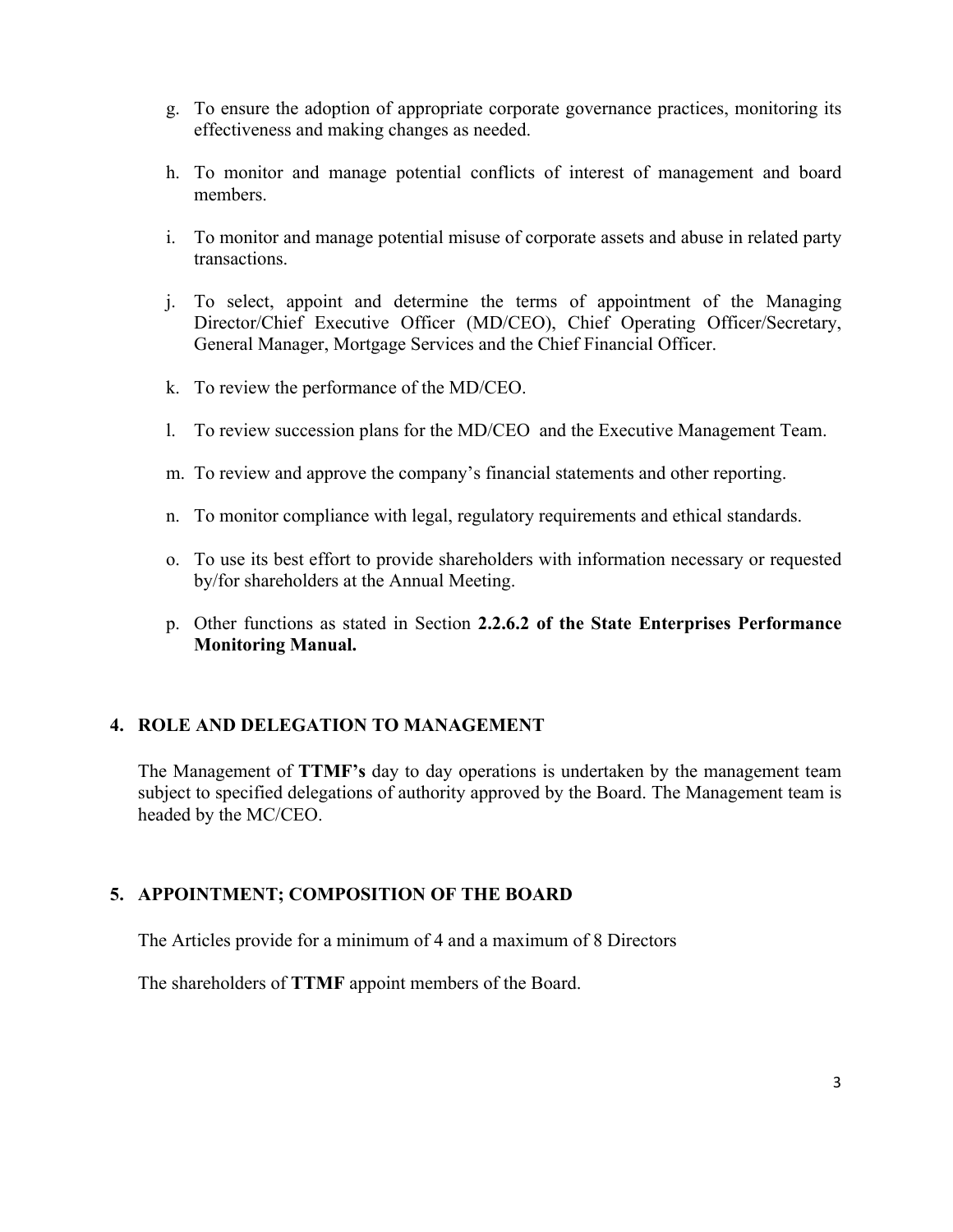g. To ensure the adoption of appropriate corporate governance practices, monitoring its effectiveness and making changes as needed.

h. To monitor and manage potential conflicts of interest of management and board members.

i. To monitor and manage potential misuse of corporate assets and abuse in related party transactions.

j. To select, appoint and determine the terms of appointment of the Managing Director/Chief Executive Officer (MD/CEO), Chief Operating Officer/Secretary, General Manager, Mortgage Services and the Chief Financial Officer.

k. To review the performance of the MD/CEO.

l. To review succession plans for the MD/CEO and the Executive Management Team.

m. To review and approve the company's financial statements and other reporting.

n. To monitor compliance with legal, regulatory requirements and ethical standards.

o. To use its best effort to provide shareholders with information necessary or requested by/for shareholders at the Annual Meeting.

p. Other functions as stated in Section **2.2.6.2 of the State Enterprises Performance Monitoring Manual.**

## 4. ROLE AND DELEGATION TO MANAGEMENT

The Management of **TTMF's** day to day operations is undertaken by the management team subject to specified delegations of authority approved by the Board. The Management team is headed by the MC/CEO.

## 5. APPOINTMENT; COMPOSITION OF THE BOARD

The Articles provide for a minimum of 4 and a maximum of 8 Directors

The shareholders of **TTMF** appoint members of the Board.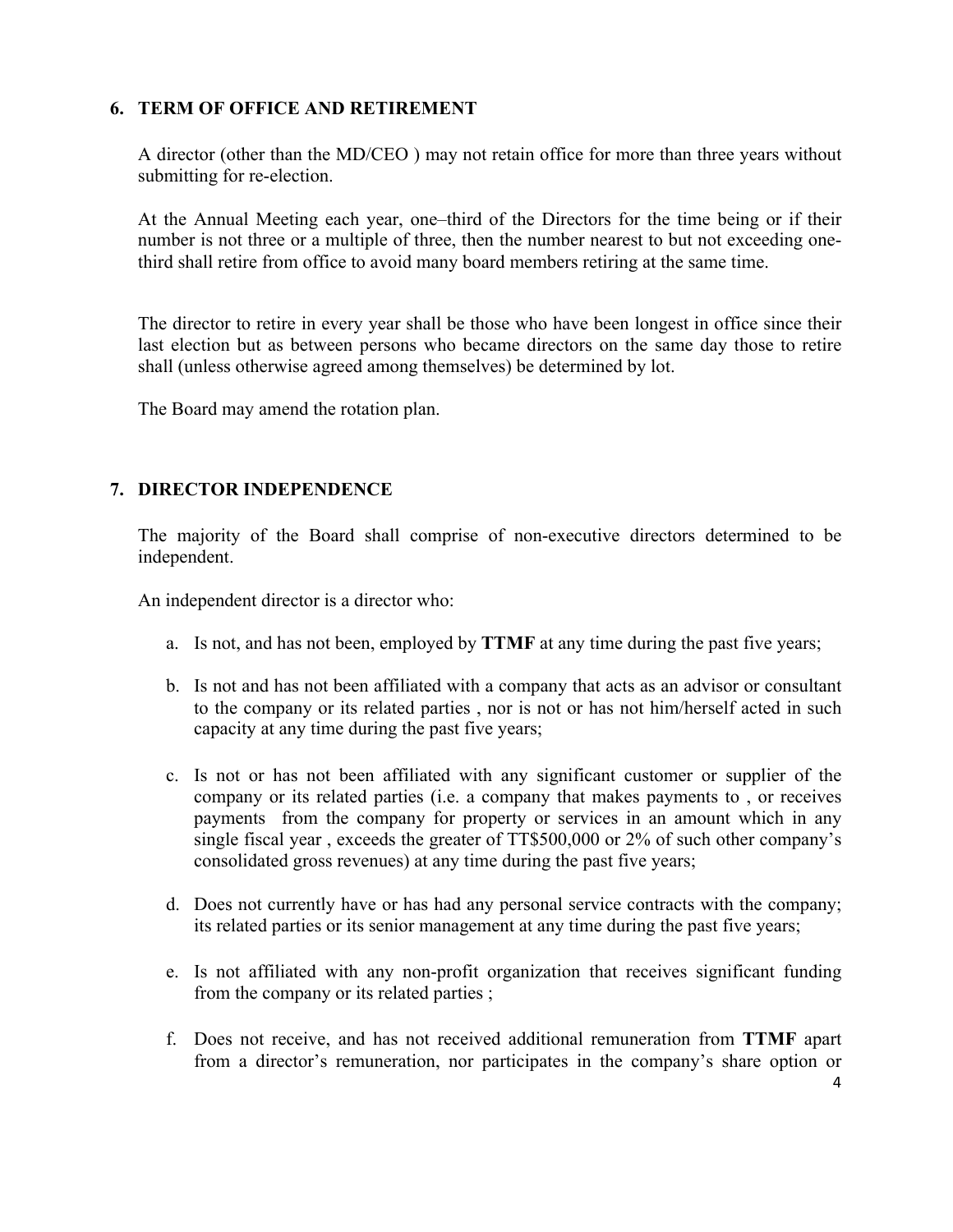## 6. TERM OF OFFICE AND RETIREMENT

A director (other than the MD/CEO ) may not retain office for more than three years without submitting for re-election.

At the Annual Meeting each year, one–third of the Directors for the time being or if their number is not three or a multiple of three, then the number nearest to but not exceeding one-third shall retire from office to avoid many board members retiring at the same time.

The director to retire in every year shall be those who have been longest in office since their last election but as between persons who became directors on the same day those to retire shall (unless otherwise agreed among themselves) be determined by lot.

The Board may amend the rotation plan.

## 7. DIRECTOR INDEPENDENCE

The majority of the Board shall comprise of non-executive directors determined to be independent.

An independent director is a director who:

a. Is not, and has not been, employed by **TTMF** at any time during the past five years;

b. Is not and has not been affiliated with a company that acts as an advisor or consultant to the company or its related parties , nor is not or has not him/herself acted in such capacity at any time during the past five years;

c. Is not or has not been affiliated with any significant customer or supplier of the company or its related parties (i.e. a company that makes payments to , or receives payments from the company for property or services in an amount which in any single fiscal year , exceeds the greater of TT$500,000 or 2% of such other company's consolidated gross revenues) at any time during the past five years;

d. Does not currently have or has had any personal service contracts with the company; its related parties or its senior management at any time during the past five years;

e. Is not affiliated with any non-profit organization that receives significant funding from the company or its related parties ;

f. Does not receive, and has not received additional remuneration from **TTMF** apart from a director's remuneration, nor participates in the company's share option or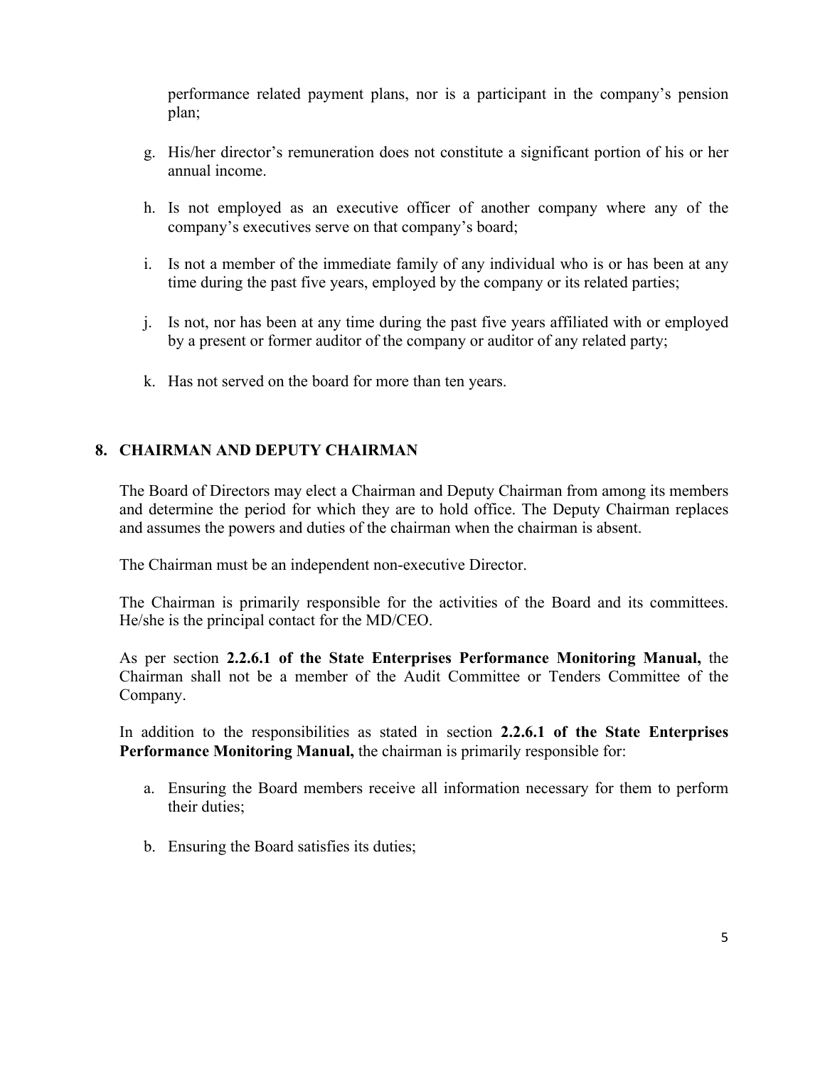performance related payment plans, nor is a participant in the company's pension plan;

g. His/her director's remuneration does not constitute a significant portion of his or her annual income.

h. Is not employed as an executive officer of another company where any of the company's executives serve on that company's board;

i. Is not a member of the immediate family of any individual who is or has been at any time during the past five years, employed by the company or its related parties;

j. Is not, nor has been at any time during the past five years affiliated with or employed by a present or former auditor of the company or auditor of any related party;

k. Has not served on the board for more than ten years.

## 8. CHAIRMAN AND DEPUTY CHAIRMAN

The Board of Directors may elect a Chairman and Deputy Chairman from among its members and determine the period for which they are to hold office. The Deputy Chairman replaces and assumes the powers and duties of the chairman when the chairman is absent.

The Chairman must be an independent non-executive Director.

The Chairman is primarily responsible for the activities of the Board and its committees. He/she is the principal contact for the MD/CEO.

As per section **2.2.6.1 of the State Enterprises Performance Monitoring Manual,** the Chairman shall not be a member of the Audit Committee or Tenders Committee of the Company.

In addition to the responsibilities as stated in section **2.2.6.1 of the State Enterprises Performance Monitoring Manual,** the chairman is primarily responsible for:

a. Ensuring the Board members receive all information necessary for them to perform their duties;

b. Ensuring the Board satisfies its duties;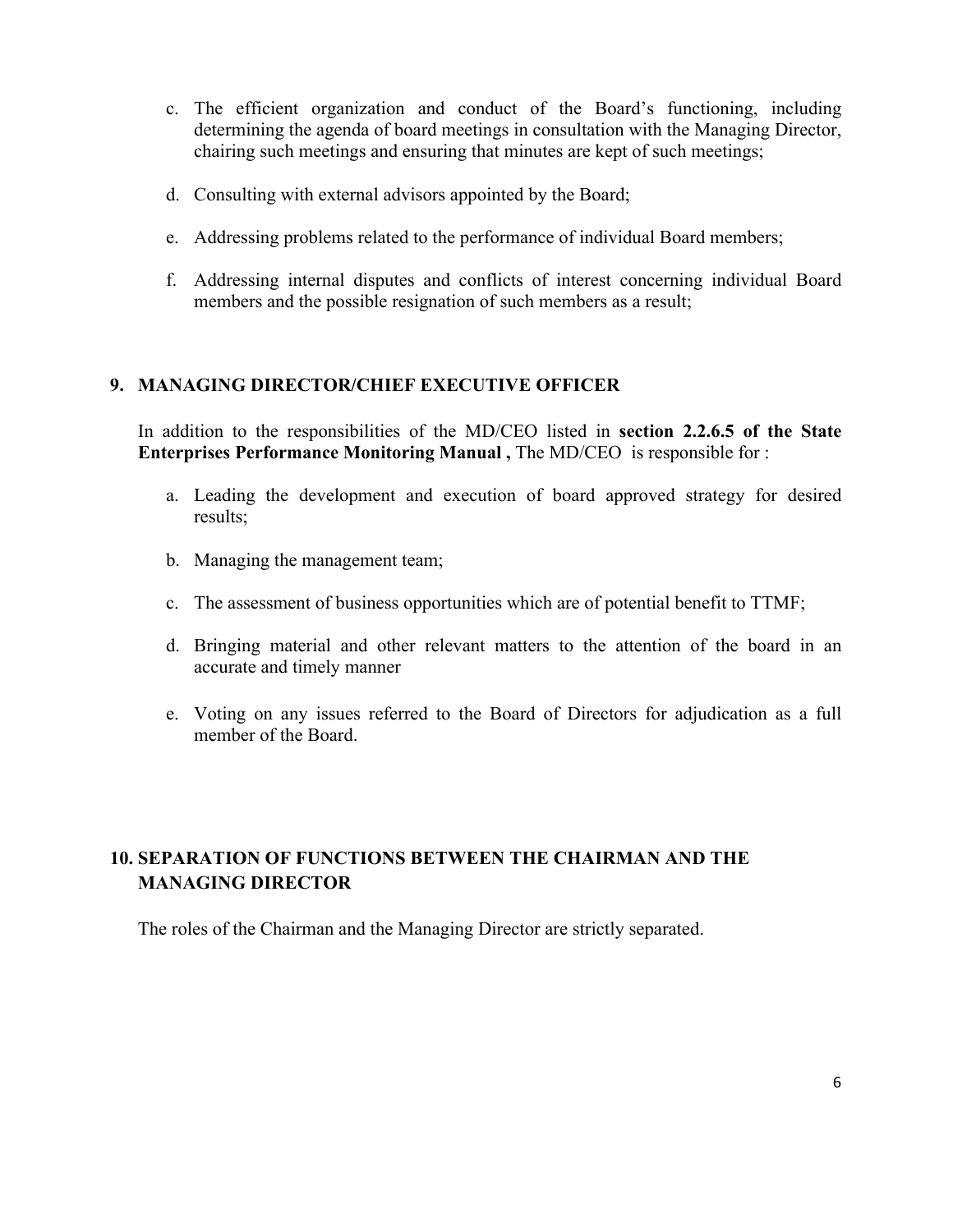c. The efficient organization and conduct of the Board's functioning, including determining the agenda of board meetings in consultation with the Managing Director, chairing such meetings and ensuring that minutes are kept of such meetings;

d. Consulting with external advisors appointed by the Board;

e. Addressing problems related to the performance of individual Board members;

f. Addressing internal disputes and conflicts of interest concerning individual Board members and the possible resignation of such members as a result;

## 9. MANAGING DIRECTOR/CHIEF EXECUTIVE OFFICER

In addition to the responsibilities of the MD/CEO listed in **section 2.2.6.5 of the State Enterprises Performance Monitoring Manual ,** The MD/CEO is responsible for :

a. Leading the development and execution of board approved strategy for desired results;

b. Managing the management team;

c. The assessment of business opportunities which are of potential benefit to TTMF;

d. Bringing material and other relevant matters to the attention of the board in an accurate and timely manner

e. Voting on any issues referred to the Board of Directors for adjudication as a full member of the Board.

## 10. SEPARATION OF FUNCTIONS BETWEEN THE CHAIRMAN AND THE MANAGING DIRECTOR

The roles of the Chairman and the Managing Director are strictly separated.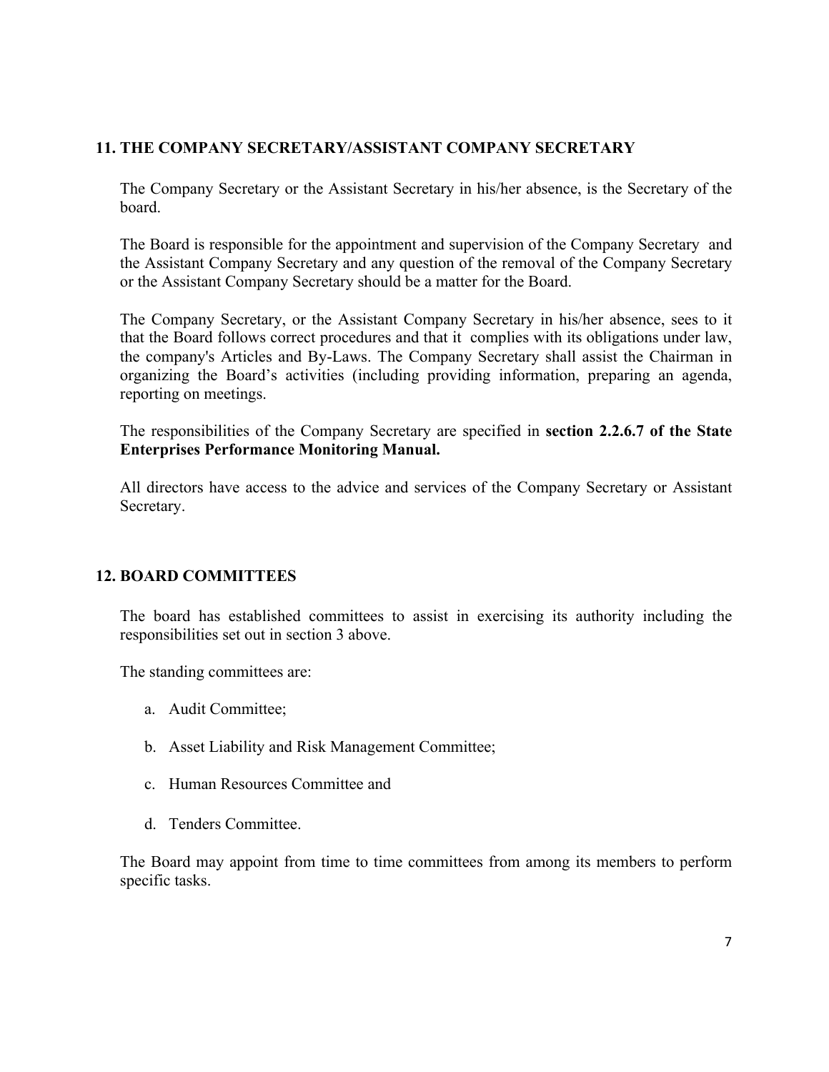## 11. THE COMPANY SECRETARY/ASSISTANT COMPANY SECRETARY

The Company Secretary or the Assistant Secretary in his/her absence, is the Secretary of the board.

The Board is responsible for the appointment and supervision of the Company Secretary and the Assistant Company Secretary and any question of the removal of the Company Secretary or the Assistant Company Secretary should be a matter for the Board.

The Company Secretary, or the Assistant Company Secretary in his/her absence, sees to it that the Board follows correct procedures and that it complies with its obligations under law, the company's Articles and By-Laws. The Company Secretary shall assist the Chairman in organizing the Board's activities (including providing information, preparing an agenda, reporting on meetings.

The responsibilities of the Company Secretary are specified in **section 2.2.6.7 of the State Enterprises Performance Monitoring Manual.**

All directors have access to the advice and services of the Company Secretary or Assistant Secretary.

## 12. BOARD COMMITTEES

The board has established committees to assist in exercising its authority including the responsibilities set out in section 3 above.

The standing committees are:

a. Audit Committee;

b. Asset Liability and Risk Management Committee;

c. Human Resources Committee and

d. Tenders Committee.

The Board may appoint from time to time committees from among its members to perform specific tasks.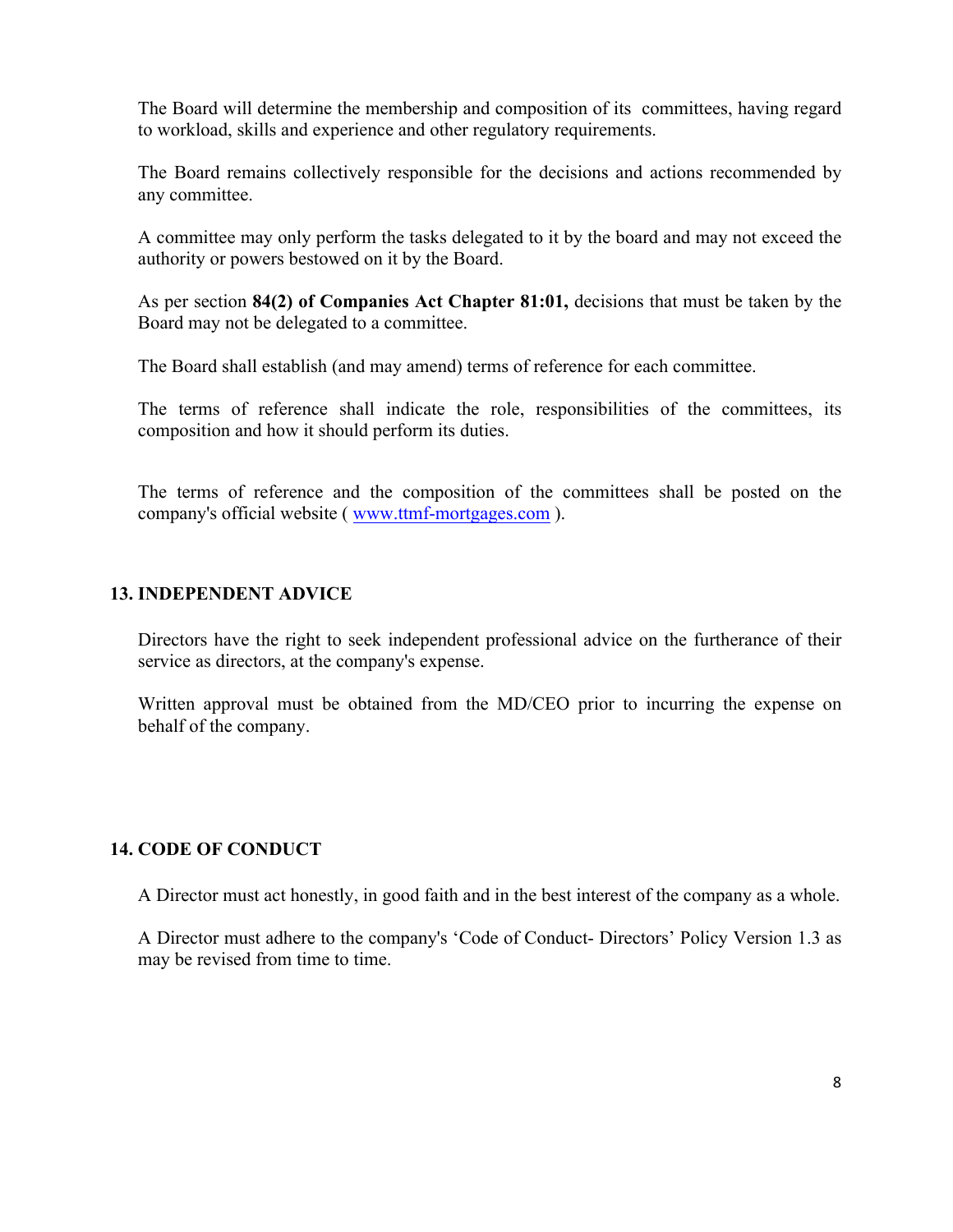The Board will determine the membership and composition of its committees, having regard to workload, skills and experience and other regulatory requirements.

The Board remains collectively responsible for the decisions and actions recommended by any committee.

A committee may only perform the tasks delegated to it by the board and may not exceed the authority or powers bestowed on it by the Board.

As per section **84(2) of Companies Act Chapter 81:01,** decisions that must be taken by the Board may not be delegated to a committee.

The Board shall establish (and may amend) terms of reference for each committee.

The terms of reference shall indicate the role, responsibilities of the committees, its composition and how it should perform its duties.

The terms of reference and the composition of the committees shall be posted on the company's official website ( www.ttmf-mortgages.com ).

## 13. INDEPENDENT ADVICE

Directors have the right to seek independent professional advice on the furtherance of their service as directors, at the company's expense.

Written approval must be obtained from the MD/CEO prior to incurring the expense on behalf of the company.

## 14. CODE OF CONDUCT

A Director must act honestly, in good faith and in the best interest of the company as a whole.

A Director must adhere to the company's 'Code of Conduct- Directors' Policy Version 1.3 as may be revised from time to time.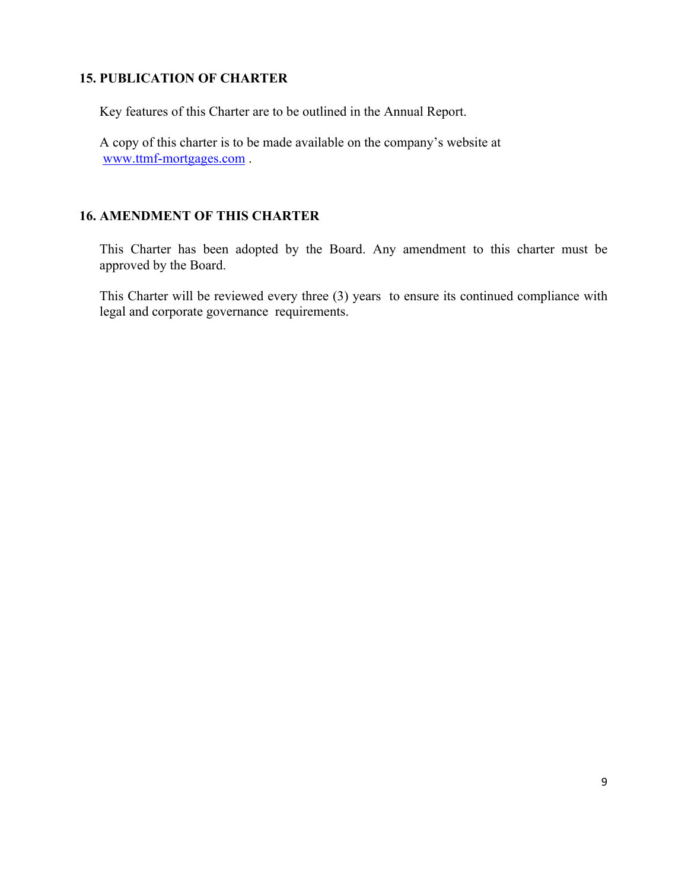## 15. PUBLICATION OF CHARTER

Key features of this Charter are to be outlined in the Annual Report.

A copy of this charter is to be made available on the company's website at www.ttmf-mortgages.com .

## 16. AMENDMENT OF THIS CHARTER

This Charter has been adopted by the Board. Any amendment to this charter must be approved by the Board.

This Charter will be reviewed every three (3) years to ensure its continued compliance with legal and corporate governance requirements.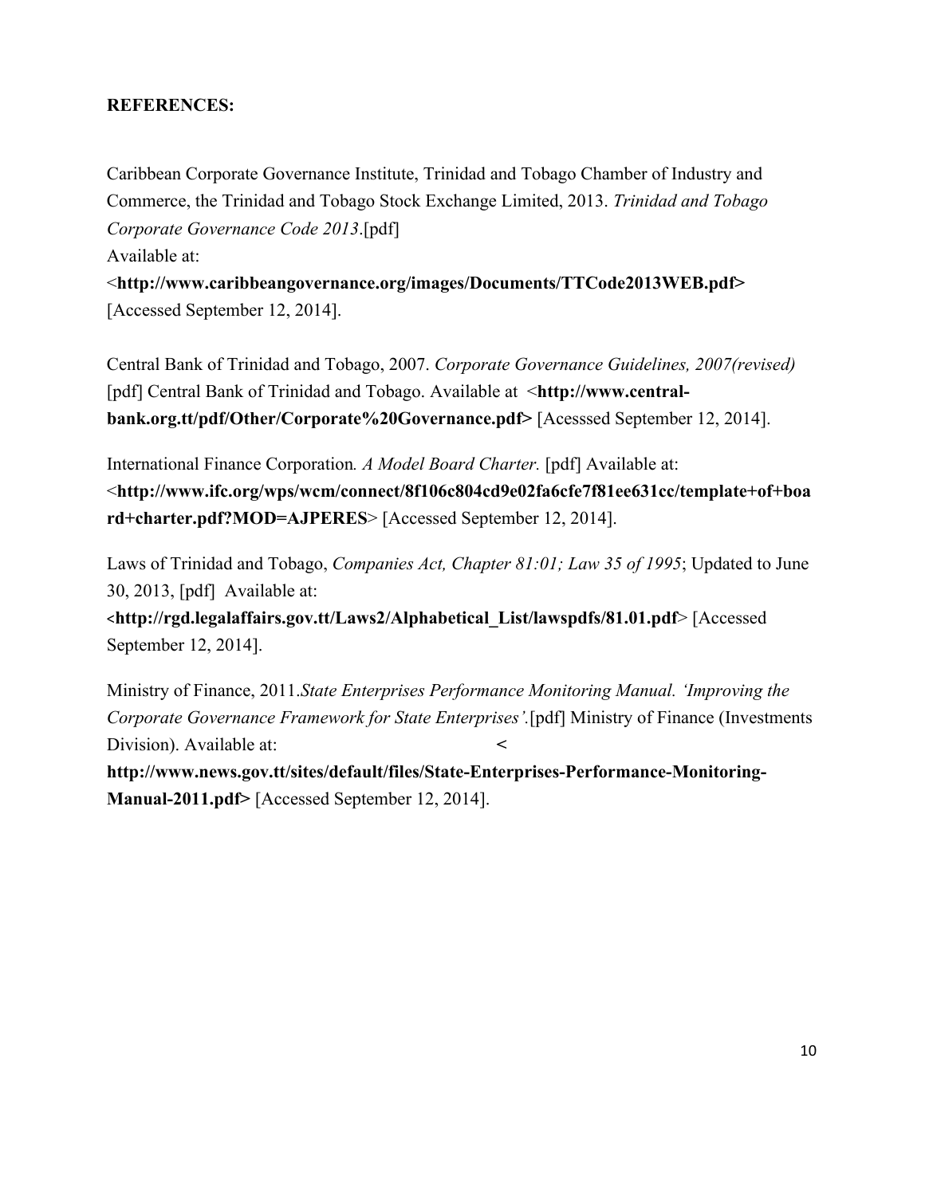**REFERENCES:**

Caribbean Corporate Governance Institute, Trinidad and Tobago Chamber of Industry and Commerce, the Trinidad and Tobago Stock Exchange Limited, 2013. *Trinidad and Tobago Corporate Governance Code 2013*.[pdf]
Available at:
<**http://www.caribbeangovernance.org/images/Documents/TTCode2013WEB.pdf>** [Accessed September 12, 2014].

Central Bank of Trinidad and Tobago, 2007. *Corporate Governance Guidelines, 2007(revised)* [pdf] Central Bank of Trinidad and Tobago. Available at <**http://www.central-bank.org.tt/pdf/Other/Corporate%20Governance.pdf>** [Acesssed September 12, 2014].

International Finance Corporation*. A Model Board Charter.* [pdf] Available at: <**http://www.ifc.org/wps/wcm/connect/8f106c804cd9e02fa6cfe7f81ee631cc/template+of+board+charter.pdf?MOD=AJPERES**> [Accessed September 12, 2014].

Laws of Trinidad and Tobago, *Companies Act, Chapter 81:01; Law 35 of 1995*; Updated to June 30, 2013, [pdf] Available at:
**<http://rgd.legalaffairs.gov.tt/Laws2/Alphabetical_List/lawspdfs/81.01.pdf**> [Accessed September 12, 2014].

Ministry of Finance, 2011.*State Enterprises Performance Monitoring Manual. 'Improving the Corporate Governance Framework for State Enterprises'.*[pdf] Ministry of Finance (Investments Division). Available at: **<**
**http://www.news.gov.tt/sites/default/files/State-Enterprises-Performance-Monitoring-Manual-2011.pdf>** [Accessed September 12, 2014].